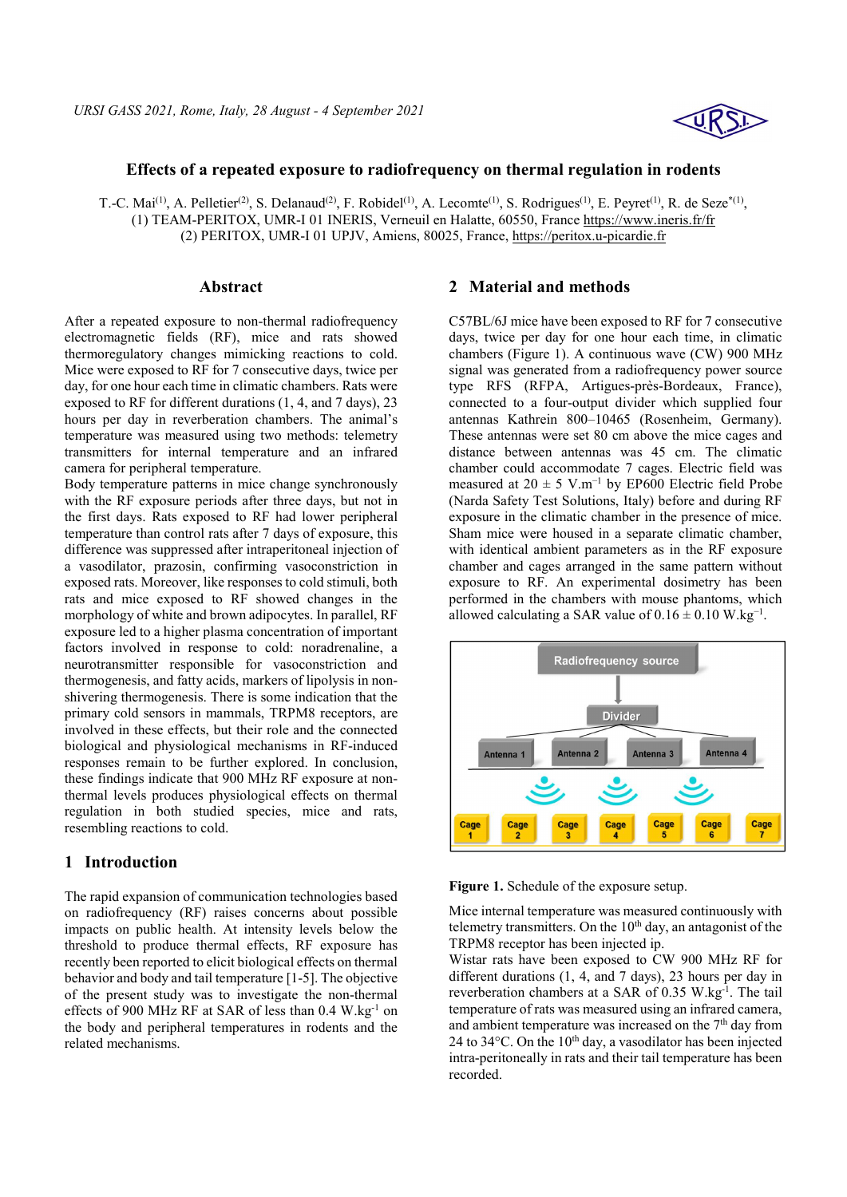# Effects of a repeated exposure to radiofrequency on thermal regulation in rodents

T.-C. Mai[(1)], A. Pelletier[(2)], S. Delanaud[(2)], F. Robidel[(1)], A. Lecomte[(1)], S. Rodrigues[(1)], E. Peyret[(1)], R. de Seze[*(1)],
(1) TEAM-PERITOX, UMR-I 01 INERIS, Verneuil en Halatte, 60550, France https://www.ineris.fr/fr
(2) PERITOX, UMR-I 01 UPJV, Amiens, 80025, France, https://peritox.u-picardie.fr

## Abstract

After a repeated exposure to non-thermal radiofrequency electromagnetic fields (RF), mice and rats showed thermoregulatory changes mimicking reactions to cold. Mice were exposed to RF for 7 consecutive days, twice per day, for one hour each time in climatic chambers. Rats were exposed to RF for different durations (1, 4, and 7 days), 23 hours per day in reverberation chambers. The animal's temperature was measured using two methods: telemetry transmitters for internal temperature and an infrared camera for peripheral temperature.

Body temperature patterns in mice change synchronously with the RF exposure periods after three days, but not in the first days. Rats exposed to RF had lower peripheral temperature than control rats after 7 days of exposure, this difference was suppressed after intraperitoneal injection of a vasodilator, prazosin, confirming vasoconstriction in exposed rats. Moreover, like responses to cold stimuli, both rats and mice exposed to RF showed changes in the morphology of white and brown adipocytes. In parallel, RF exposure led to a higher plasma concentration of important factors involved in response to cold: noradrenaline, a neurotransmitter responsible for vasoconstriction and thermogenesis, and fatty acids, markers of lipolysis in non-shivering thermogenesis. There is some indication that the primary cold sensors in mammals, TRPM8 receptors, are involved in these effects, but their role and the connected biological and physiological mechanisms in RF-induced responses remain to be further explored. In conclusion, these findings indicate that 900 MHz RF exposure at non-thermal levels produces physiological effects on thermal regulation in both studied species, mice and rats, resembling reactions to cold.

## 1 Introduction

The rapid expansion of communication technologies based on radiofrequency (RF) raises concerns about possible impacts on public health. At intensity levels below the threshold to produce thermal effects, RF exposure has recently been reported to elicit biological effects on thermal behavior and body and tail temperature [1-5]. The objective of the present study was to investigate the non-thermal effects of 900 MHz RF at SAR of less than 0.4 W.kg$^{-1}$ on the body and peripheral temperatures in rodents and the related mechanisms.

## 2 Material and methods

C57BL/6J mice have been exposed to RF for 7 consecutive days, twice per day for one hour each time, in climatic chambers (Figure 1). A continuous wave (CW) 900 MHz signal was generated from a radiofrequency power source type RFS (RFPA, Artigues-près-Bordeaux, France), connected to a four-output divider which supplied four antennas Kathrein 800–10465 (Rosenheim, Germany). These antennas were set 80 cm above the mice cages and distance between antennas was 45 cm. The climatic chamber could accommodate 7 cages. Electric field was measured at 20 ± 5 V.m$^{-1}$ by EP600 Electric field Probe (Narda Safety Test Solutions, Italy) before and during RF exposure in the climatic chamber in the presence of mice. Sham mice were housed in a separate climatic chamber, with identical ambient parameters as in the RF exposure chamber and cages arranged in the same pattern without exposure to RF. An experimental dosimetry has been performed in the chambers with mouse phantoms, which allowed calculating a SAR value of 0.16 ± 0.10 W.kg$^{-1}$.

Radiofrequency source → Divider → Antenna 1, Antenna 2, Antenna 3, Antenna 4 → Cage 1, Cage 2, Cage 3, Cage 4, Cage 5, Cage 6, Cage 7

**Figure 1.** Schedule of the exposure setup.

Mice internal temperature was measured continuously with telemetry transmitters. On the 10$^{th}$ day, an antagonist of the TRPM8 receptor has been injected ip.

Wistar rats have been exposed to CW 900 MHz RF for different durations (1, 4, and 7 days), 23 hours per day in reverberation chambers at a SAR of 0.35 W.kg$^{-1}$. The tail temperature of rats was measured using an infrared camera, and ambient temperature was increased on the 7$^{th}$ day from 24 to 34°C. On the 10$^{th}$ day, a vasodilator has been injected intra-peritoneally in rats and their tail temperature has been recorded.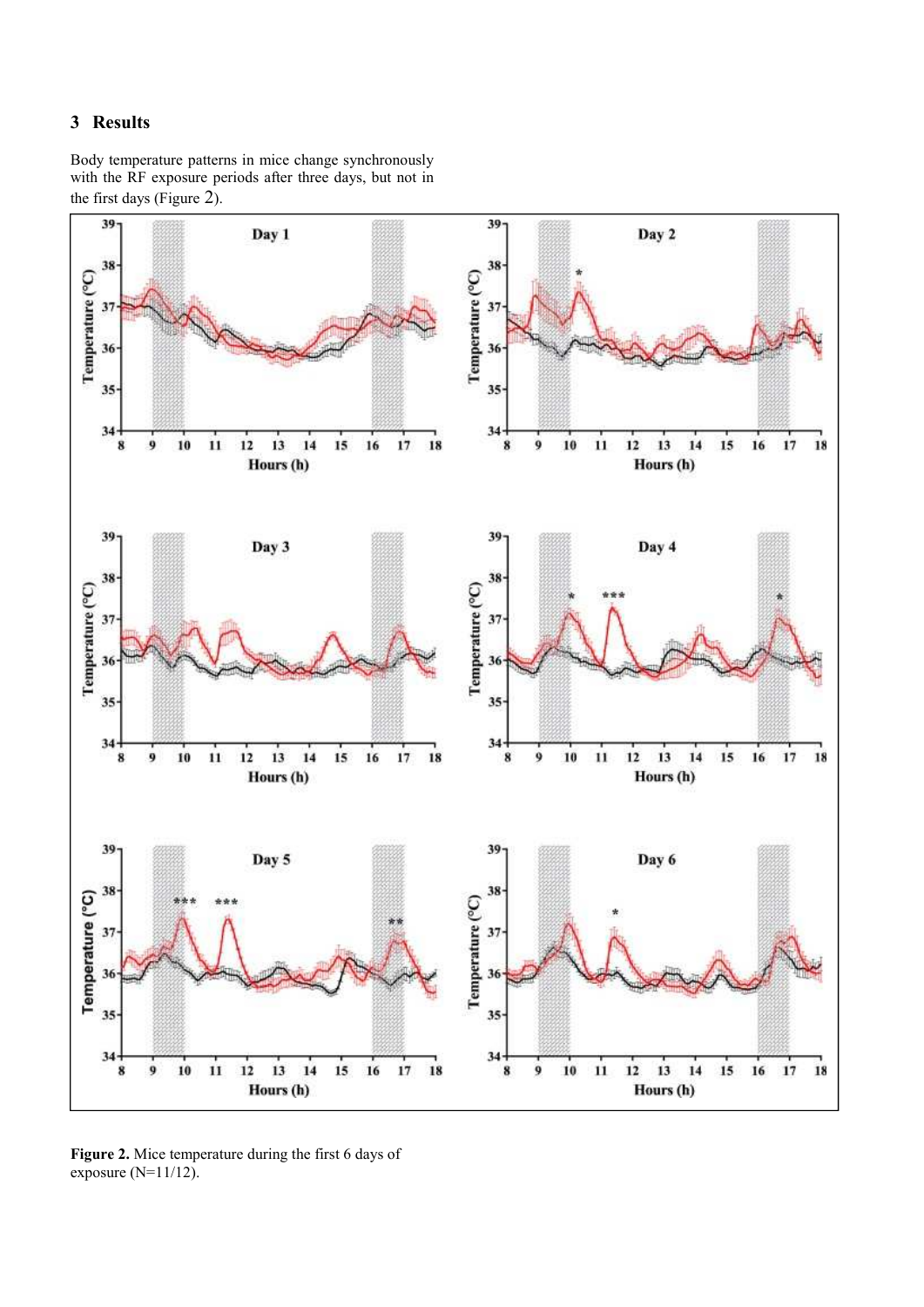## 3 Results

Body temperature patterns in mice change synchronously with the RF exposure periods after three days, but not in the first days (Figure 2).

**Figure 2.** Mice temperature during the first 6 days of exposure (N=11/12).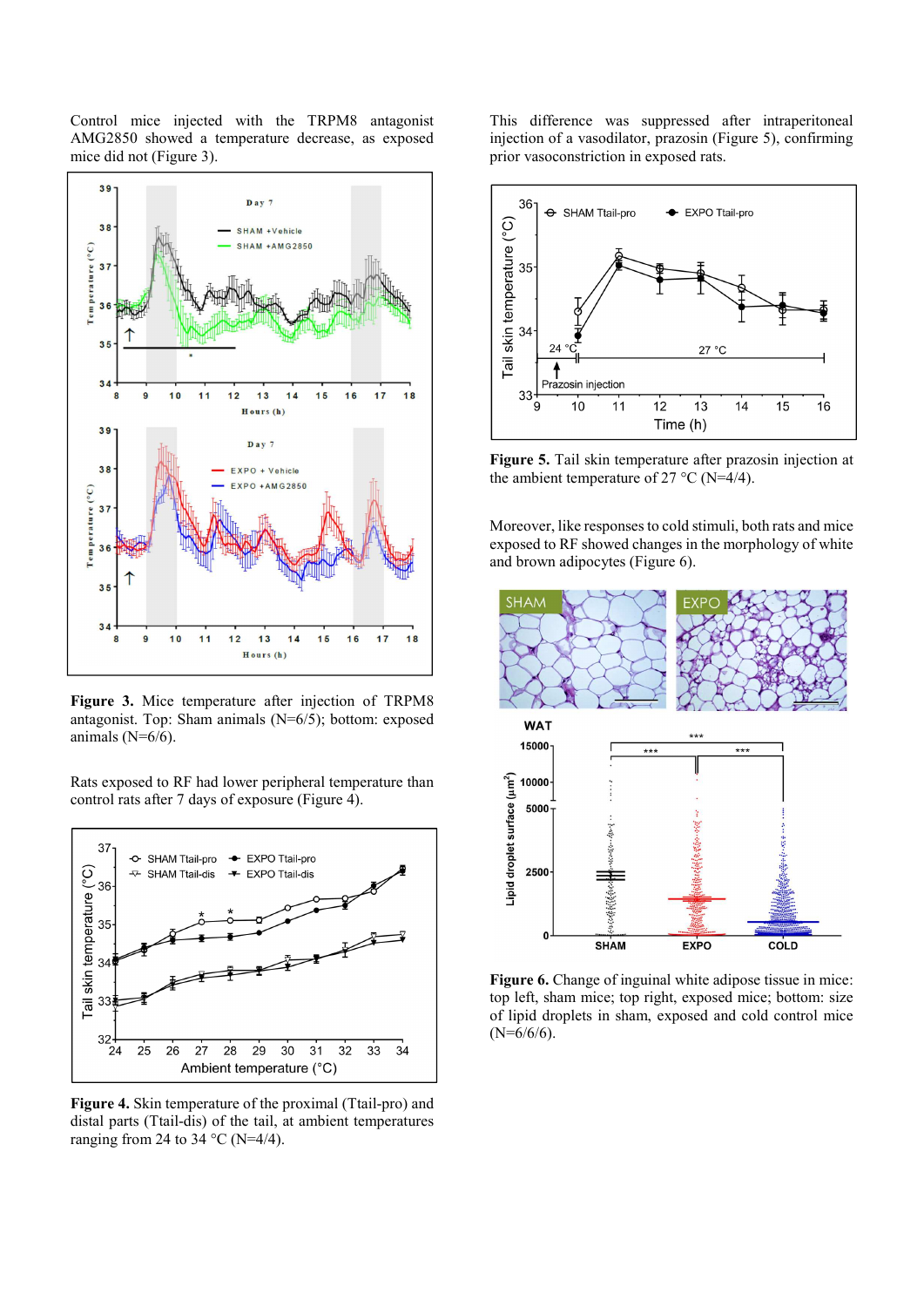Control mice injected with the TRPM8 antagonist AMG2850 showed a temperature decrease, as exposed mice did not (Figure 3).

**Figure 3.** Mice temperature after injection of TRPM8 antagonist. Top: Sham animals (N=6/5); bottom: exposed animals (N=6/6).

Rats exposed to RF had lower peripheral temperature than control rats after 7 days of exposure (Figure 4).

**Figure 4.** Skin temperature of the proximal (Ttail-pro) and distal parts (Ttail-dis) of the tail, at ambient temperatures ranging from 24 to 34 °C (N=4/4).

This difference was suppressed after intraperitoneal injection of a vasodilator, prazosin (Figure 5), confirming prior vasoconstriction in exposed rats.

**Figure 5.** Tail skin temperature after prazosin injection at the ambient temperature of 27 °C (N=4/4).

Moreover, like responses to cold stimuli, both rats and mice exposed to RF showed changes in the morphology of white and brown adipocytes (Figure 6).

**Figure 6.** Change of inguinal white adipose tissue in mice: top left, sham mice; top right, exposed mice; bottom: size of lipid droplets in sham, exposed and cold control mice (N=6/6/6).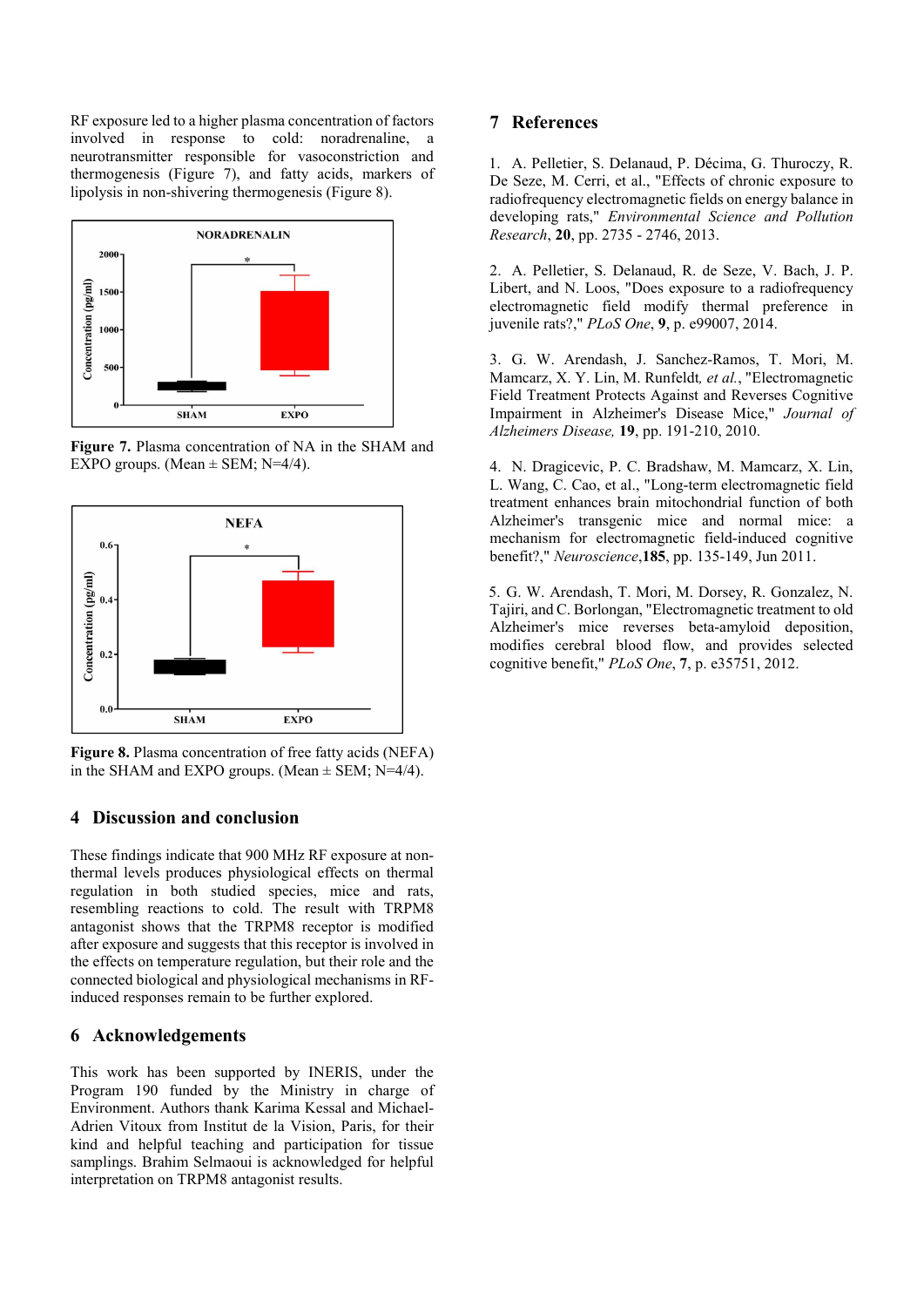RF exposure led to a higher plasma concentration of factors involved in response to cold: noradrenaline, a neurotransmitter responsible for vasoconstriction and thermogenesis (Figure 7), and fatty acids, markers of lipolysis in non-shivering thermogenesis (Figure 8).

NORADRENALIN

Concentration (pg/ml)

2000
1500
1000
500
0

*

SHAM
EXPO

**Figure 7.** Plasma concentration of NA in the SHAM and EXPO groups. (Mean ± SEM; N=4/4).

NEFA

Concentration (pg/ml)

0.6
0.4
0.2
0.0

*

SHAM
EXPO

**Figure 8.** Plasma concentration of free fatty acids (NEFA) in the SHAM and EXPO groups. (Mean ± SEM; N=4/4).

## 4 Discussion and conclusion

These findings indicate that 900 MHz RF exposure at non-thermal levels produces physiological effects on thermal regulation in both studied species, mice and rats, resembling reactions to cold. The result with TRPM8 antagonist shows that the TRPM8 receptor is modified after exposure and suggests that this receptor is involved in the effects on temperature regulation, but their role and the connected biological and physiological mechanisms in RF-induced responses remain to be further explored.

## 6 Acknowledgements

This work has been supported by INERIS, under the Program 190 funded by the Ministry in charge of Environment. Authors thank Karima Kessal and Michael-Adrien Vitoux from Institut de la Vision, Paris, for their kind and helpful teaching and participation for tissue samplings. Brahim Selmaoui is acknowledged for helpful interpretation on TRPM8 antagonist results.

## 7 References

1. A. Pelletier, S. Delanaud, P. Décima, G. Thuroczy, R. De Seze, M. Cerri, et al., "Effects of chronic exposure to radiofrequency electromagnetic fields on energy balance in developing rats," *Environmental Science and Pollution Research*, **20**, pp. 2735 - 2746, 2013.

2. A. Pelletier, S. Delanaud, R. de Seze, V. Bach, J. P. Libert, and N. Loos, "Does exposure to a radiofrequency electromagnetic field modify thermal preference in juvenile rats?," *PLoS One*, **9**, p. e99007, 2014.

3. G. W. Arendash, J. Sanchez-Ramos, T. Mori, M. Mamcarz, X. Y. Lin, M. Runfeldt*, et al.*, "Electromagnetic Field Treatment Protects Against and Reverses Cognitive Impairment in Alzheimer's Disease Mice," *Journal of Alzheimers Disease,* **19**, pp. 191-210, 2010.

4. N. Dragicevic, P. C. Bradshaw, M. Mamcarz, X. Lin, L. Wang, C. Cao, et al., "Long-term electromagnetic field treatment enhances brain mitochondrial function of both Alzheimer's transgenic mice and normal mice: a mechanism for electromagnetic field-induced cognitive benefit?," *Neuroscience*,**185**, pp. 135-149, Jun 2011.

5. G. W. Arendash, T. Mori, M. Dorsey, R. Gonzalez, N. Tajiri, and C. Borlongan, "Electromagnetic treatment to old Alzheimer's mice reverses beta-amyloid deposition, modifies cerebral blood flow, and provides selected cognitive benefit," *PLoS One*, **7**, p. e35751, 2012.